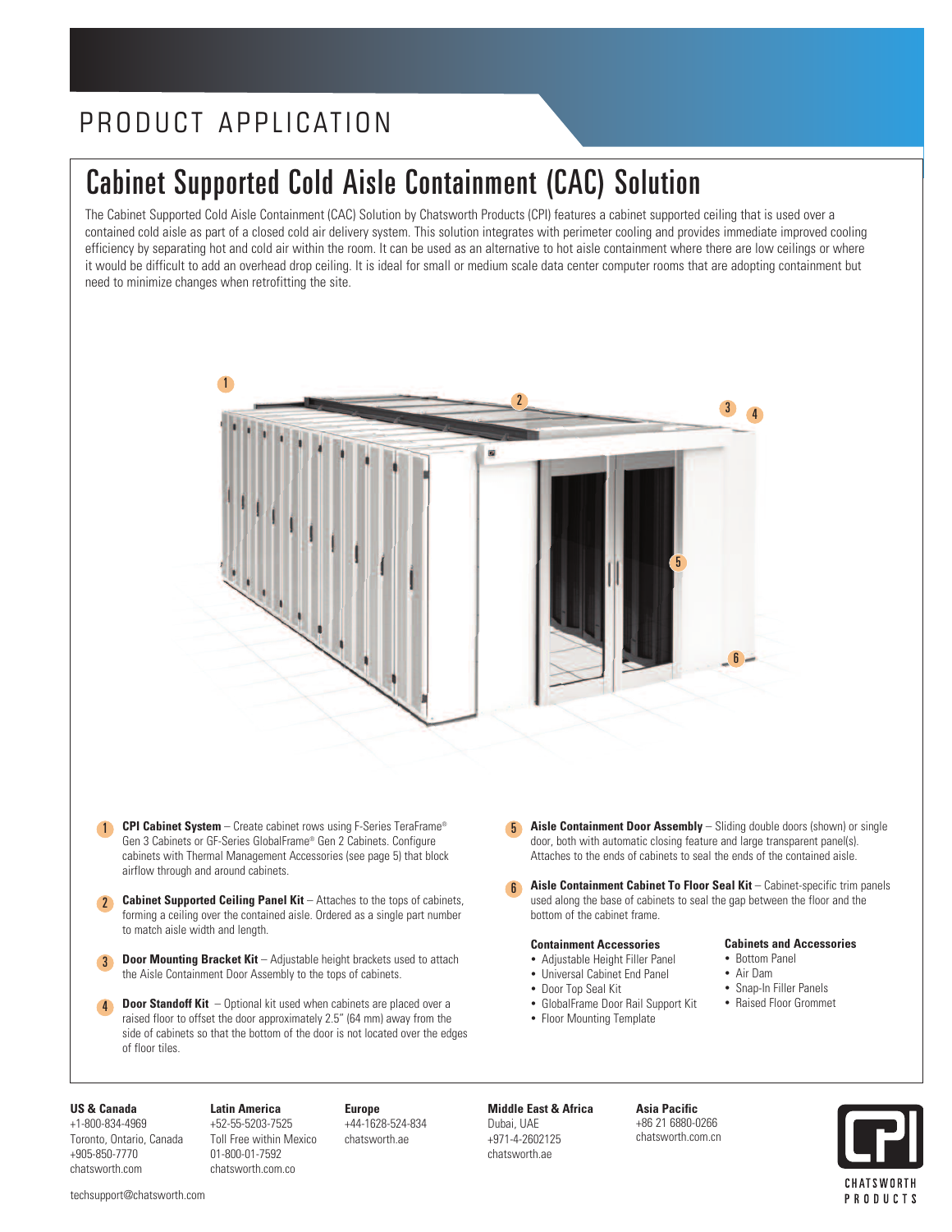# PRODUCT APPLICATION

## Cabinet Supported Cold Aisle Containment (CAC) Solution

The Cabinet Supported Cold Aisle Containment (CAC) Solution by Chatsworth Products (CPI) features a cabinet supported ceiling that is used over a contained cold aisle as part of a closed cold air delivery system. This solution integrates with perimeter cooling and provides immediate improved cooling efficiency by separating hot and cold air within the room. It can be used as an alternative to hot aisle containment where there are low ceilings or where it would be difficult to add an overhead drop ceiling. It is ideal for small or medium scale data center computer rooms that are adopting containment but need to minimize changes when retrofitting the site.

1. **CPI Cabinet System** – Create cabinet rows using F-Series TeraFrame® Gen 3 Cabinets or GF-Series GlobalFrame® Gen 2 Cabinets. Configure cabinets with Thermal Management Accessories (see page 5) that block airflow through and around cabinets.

2. **Cabinet Supported Ceiling Panel Kit** – Attaches to the tops of cabinets, forming a ceiling over the contained aisle. Ordered as a single part number to match aisle width and length.

3. **Door Mounting Bracket Kit** – Adjustable height brackets used to attach the Aisle Containment Door Assembly to the tops of cabinets.

4. **Door Standoff Kit** – Optional kit used when cabinets are placed over a raised floor to offset the door approximately 2.5" (64 mm) away from the side of cabinets so that the bottom of the door is not located over the edges of floor tiles.

5. **Aisle Containment Door Assembly** – Sliding double doors (shown) or single door, both with automatic closing feature and large transparent panel(s). Attaches to the ends of cabinets to seal the ends of the contained aisle.

6. **Aisle Containment Cabinet To Floor Seal Kit** – Cabinet-specific trim panels used along the base of cabinets to seal the gap between the floor and the bottom of the cabinet frame.

**Containment Accessories**

- Adjustable Height Filler Panel
- Universal Cabinet End Panel
- Door Top Seal Kit
- GlobalFrame Door Rail Support Kit
- Floor Mounting Template

**Cabinets and Accessories**

- Bottom Panel
- Air Dam
- Snap-In Filler Panels
- Raised Floor Grommet

**US & Canada**
+1-800-834-4969
Toronto, Ontario, Canada
+905-850-7770
chatsworth.com

**Latin America**
+52-55-5203-7525
Toll Free within Mexico
01-800-01-7592
chatsworth.com.co

**Europe**
+44-1628-524-834
chatsworth.ae

**Middle East & Africa**
Dubai, UAE
+971-4-2602125
chatsworth.ae

**Asia Pacific**
+86 21 6880-0266
chatsworth.com.cn

techsupport@chatsworth.com

CHATSWORTH PRODUCTS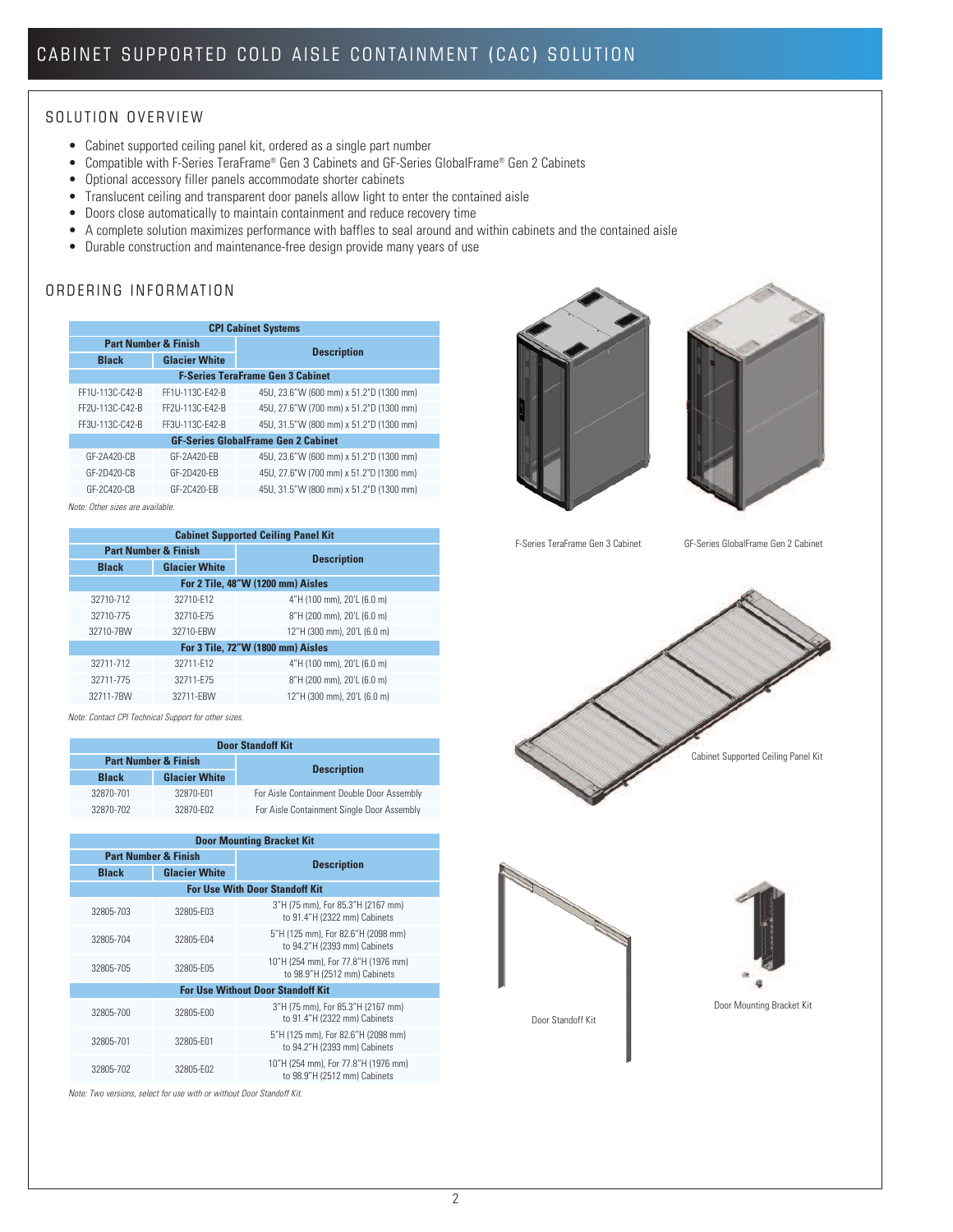# CABINET SUPPORTED COLD AISLE CONTAINMENT (CAC) SOLUTION

## SOLUTION OVERVIEW

- Cabinet supported ceiling panel kit, ordered as a single part number
- Compatible with F-Series TeraFrame® Gen 3 Cabinets and GF-Series GlobalFrame® Gen 2 Cabinets
- Optional accessory filler panels accommodate shorter cabinets
- Translucent ceiling and transparent door panels allow light to enter the contained aisle
- Doors close automatically to maintain containment and reduce recovery time
- A complete solution maximizes performance with baffles to seal around and within cabinets and the contained aisle
- Durable construction and maintenance-free design provide many years of use

## ORDERING INFORMATION

| CPI Cabinet Systems | | |
|---|---|---|
| **Part Number & Finish** | | **Description** |
| **Black** | **Glacier White** | |
| **F-Series TeraFrame Gen 3 Cabinet** | | |
| FF1U-113C-C42-B | FF1U-113C-E42-B | 45U, 23.6"W (600 mm) x 51.2"D (1300 mm) |
| FF2U-113C-C42-B | FF2U-113C-E42-B | 45U, 27.6"W (700 mm) x 51.2"D (1300 mm) |
| FF3U-113C-C42-B | FF3U-113C-E42-B | 45U, 31.5"W (800 mm) x 51.2"D (1300 mm) |
| **GF-Series GlobalFrame Gen 2 Cabinet** | | |
| GF-2A420-CB | GF-2A420-EB | 45U, 23.6"W (600 mm) x 51.2"D (1300 mm) |
| GF-2D420-CB | GF-2D420-EB | 45U, 27.6"W (700 mm) x 51.2"D (1300 mm) |
| GF-2C420-CB | GF-2C420-EB | 45U, 31.5"W (800 mm) x 51.2"D (1300 mm) |

*Note: Other sizes are available.*

| Cabinet Supported Ceiling Panel Kit | | |
|---|---|---|
| **Part Number & Finish** | | **Description** |
| **Black** | **Glacier White** | |
| **For 2 Tile, 48"W (1200 mm) Aisles** | | |
| 32710-712 | 32710-E12 | 4"H (100 mm), 20'L (6.0 m) |
| 32710-775 | 32710-E75 | 8"H (200 mm), 20'L (6.0 m) |
| 32710-7BW | 32710-EBW | 12"H (300 mm), 20'L (6.0 m) |
| **For 3 Tile, 72"W (1800 mm) Aisles** | | |
| 32711-712 | 32711-E12 | 4"H (100 mm), 20'L (6.0 m) |
| 32711-775 | 32711-E75 | 8"H (200 mm), 20'L (6.0 m) |
| 32711-7BW | 32711-EBW | 12"H (300 mm), 20'L (6.0 m) |

*Note: Contact CPI Technical Support for other sizes.*

| Door Standoff Kit | | |
|---|---|---|
| **Part Number & Finish** | | **Description** |
| **Black** | **Glacier White** | |
| 32870-701 | 32870-E01 | For Aisle Containment Double Door Assembly |
| 32870-702 | 32870-E02 | For Aisle Containment Single Door Assembly |

| Door Mounting Bracket Kit | | |
|---|---|---|
| **Part Number & Finish** | | **Description** |
| **Black** | **Glacier White** | |
| **For Use With Door Standoff Kit** | | |
| 32805-703 | 32805-E03 | 3"H (75 mm), For 85.3"H (2167 mm) to 91.4"H (2322 mm) Cabinets |
| 32805-704 | 32805-E04 | 5"H (125 mm), For 82.6"H (2098 mm) to 94.2"H (2393 mm) Cabinets |
| 32805-705 | 32805-E05 | 10"H (254 mm), For 77.8"H (1976 mm) to 98.9"H (2512 mm) Cabinets |
| **For Use Without Door Standoff Kit** | | |
| 32805-700 | 32805-E00 | 3"H (75 mm), For 85.3"H (2167 mm) to 91.4"H (2322 mm) Cabinets |
| 32805-701 | 32805-E01 | 5"H (125 mm), For 82.6"H (2098 mm) to 94.2"H (2393 mm) Cabinets |
| 32805-702 | 32805-E02 | 10"H (254 mm), For 77.8"H (1976 mm) to 98.9"H (2512 mm) Cabinets |

*Note: Two versions, select for use with or without Door Standoff Kit.*

F-Series TeraFrame Gen 3 Cabinet

GF-Series GlobalFrame Gen 2 Cabinet

Cabinet Supported Ceiling Panel Kit

Door Standoff Kit

Door Mounting Bracket Kit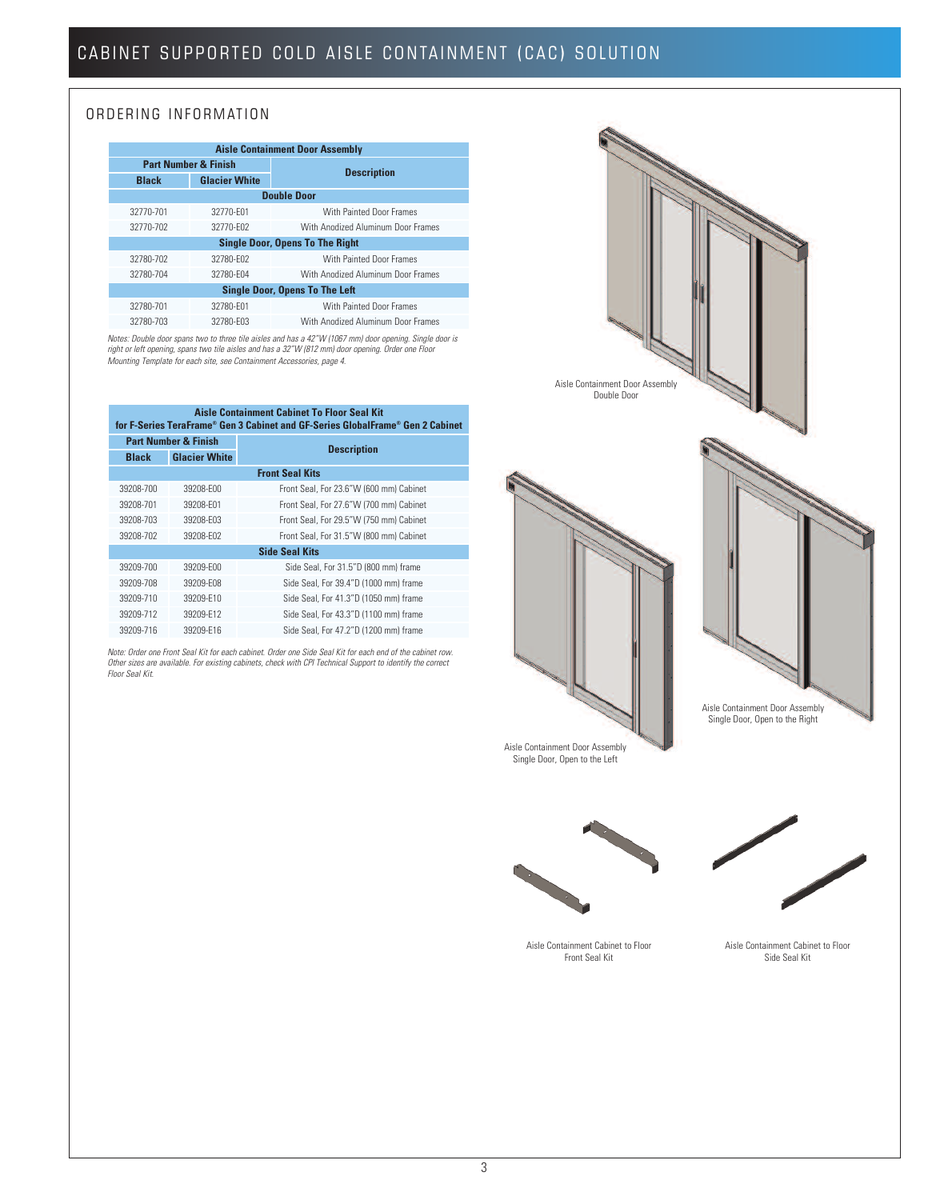# CABINET SUPPORTED COLD AISLE CONTAINMENT (CAC) SOLUTION

## ORDERING INFORMATION

| Aisle Containment Door Assembly | | |
|---|---|---|
| **Part Number & Finish** | | **Description** |
| **Black** | **Glacier White** | |
| **Double Door** | | |
| 32770-701 | 32770-E01 | With Painted Door Frames |
| 32770-702 | 32770-E02 | With Anodized Aluminum Door Frames |
| **Single Door, Opens To The Right** | | |
| 32780-702 | 32780-E02 | With Painted Door Frames |
| 32780-704 | 32780-E04 | With Anodized Aluminum Door Frames |
| **Single Door, Opens To The Left** | | |
| 32780-701 | 32780-E01 | With Painted Door Frames |
| 32780-703 | 32780-E03 | With Anodized Aluminum Door Frames |

*Notes: Double door spans two to three tile aisles and has a 42"W (1067 mm) door opening. Single door is right or left opening, spans two tile aisles and has a 32"W (812 mm) door opening. Order one Floor Mounting Template for each site, see Containment Accessories, page 4.*

| Aisle Containment Cabinet To Floor Seal Kit for F-Series TeraFrame® Gen 3 Cabinet and GF-Series GlobalFrame® Gen 2 Cabinet | | |
|---|---|---|
| **Part Number & Finish** | | **Description** |
| **Black** | **Glacier White** | |
| **Front Seal Kits** | | |
| 39208-700 | 39208-E00 | Front Seal, For 23.6"W (600 mm) Cabinet |
| 39208-701 | 39208-E01 | Front Seal, For 27.6"W (700 mm) Cabinet |
| 39208-703 | 39208-E03 | Front Seal, For 29.5"W (750 mm) Cabinet |
| 39208-702 | 39208-E02 | Front Seal, For 31.5"W (800 mm) Cabinet |
| **Side Seal Kits** | | |
| 39209-700 | 39209-E00 | Side Seal, For 31.5"D (800 mm) frame |
| 39209-708 | 39209-E08 | Side Seal, For 39.4"D (1000 mm) frame |
| 39209-710 | 39209-E10 | Side Seal, For 41.3"D (1050 mm) frame |
| 39209-712 | 39209-E12 | Side Seal, For 43.3"D (1100 mm) frame |
| 39209-716 | 39209-E16 | Side Seal, For 47.2"D (1200 mm) frame |

*Note: Order one Front Seal Kit for each cabinet. Order one Side Seal Kit for each end of the cabinet row. Other sizes are available. For existing cabinets, check with CPI Technical Support to identify the correct Floor Seal Kit.*

Aisle Containment Door Assembly
Double Door

Aisle Containment Door Assembly
Single Door, Open to the Right

Aisle Containment Door Assembly
Single Door, Open to the Left

Aisle Containment Cabinet to Floor
Front Seal Kit

Aisle Containment Cabinet to Floor
Side Seal Kit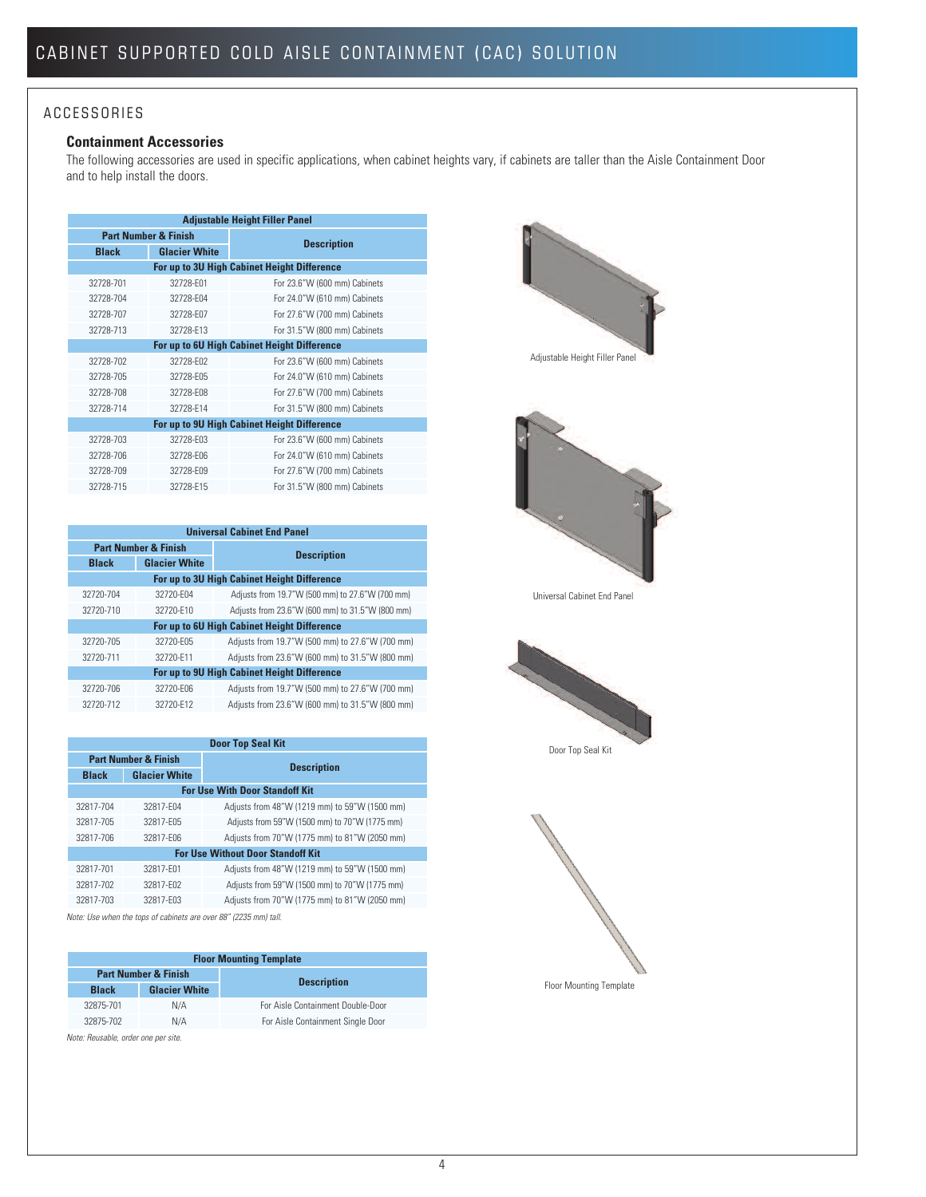# CABINET SUPPORTED COLD AISLE CONTAINMENT (CAC) SOLUTION

## ACCESSORIES

### Containment Accessories

The following accessories are used in specific applications, when cabinet heights vary, if cabinets are taller than the Aisle Containment Door and to help install the doors.

| Adjustable Height Filler Panel | | |
|---|---|---|
| **Part Number & Finish** | | **Description** |
| **Black** | **Glacier White** | |
| **For up to 3U High Cabinet Height Difference** | | |
| 32728-701 | 32728-E01 | For 23.6"W (600 mm) Cabinets |
| 32728-704 | 32728-E04 | For 24.0"W (610 mm) Cabinets |
| 32728-707 | 32728-E07 | For 27.6"W (700 mm) Cabinets |
| 32728-713 | 32728-E13 | For 31.5"W (800 mm) Cabinets |
| **For up to 6U High Cabinet Height Difference** | | |
| 32728-702 | 32728-E02 | For 23.6"W (600 mm) Cabinets |
| 32728-705 | 32728-E05 | For 24.0"W (610 mm) Cabinets |
| 32728-708 | 32728-E08 | For 27.6"W (700 mm) Cabinets |
| 32728-714 | 32728-E14 | For 31.5"W (800 mm) Cabinets |
| **For up to 9U High Cabinet Height Difference** | | |
| 32728-703 | 32728-E03 | For 23.6"W (600 mm) Cabinets |
| 32728-706 | 32728-E06 | For 24.0"W (610 mm) Cabinets |
| 32728-709 | 32728-E09 | For 27.6"W (700 mm) Cabinets |
| 32728-715 | 32728-E15 | For 31.5"W (800 mm) Cabinets |

Adjustable Height Filler Panel

| Universal Cabinet End Panel | | |
|---|---|---|
| **Part Number & Finish** | | **Description** |
| **Black** | **Glacier White** | |
| **For up to 3U High Cabinet Height Difference** | | |
| 32720-704 | 32720-E04 | Adjusts from 19.7"W (500 mm) to 27.6"W (700 mm) |
| 32720-710 | 32720-E10 | Adjusts from 23.6"W (600 mm) to 31.5"W (800 mm) |
| **For up to 6U High Cabinet Height Difference** | | |
| 32720-705 | 32720-E05 | Adjusts from 19.7"W (500 mm) to 27.6"W (700 mm) |
| 32720-711 | 32720-E11 | Adjusts from 23.6"W (600 mm) to 31.5"W (800 mm) |
| **For up to 9U High Cabinet Height Difference** | | |
| 32720-706 | 32720-E06 | Adjusts from 19.7"W (500 mm) to 27.6"W (700 mm) |
| 32720-712 | 32720-E12 | Adjusts from 23.6"W (600 mm) to 31.5"W (800 mm) |

Universal Cabinet End Panel

| Door Top Seal Kit | | |
|---|---|---|
| **Part Number & Finish** | | **Description** |
| **Black** | **Glacier White** | |
| **For Use With Door Standoff Kit** | | |
| 32817-704 | 32817-E04 | Adjusts from 48"W (1219 mm) to 59"W (1500 mm) |
| 32817-705 | 32817-E05 | Adjusts from 59"W (1500 mm) to 70"W (1775 mm) |
| 32817-706 | 32817-E06 | Adjusts from 70"W (1775 mm) to 81"W (2050 mm) |
| **For Use Without Door Standoff Kit** | | |
| 32817-701 | 32817-E01 | Adjusts from 48"W (1219 mm) to 59"W (1500 mm) |
| 32817-702 | 32817-E02 | Adjusts from 59"W (1500 mm) to 70"W (1775 mm) |
| 32817-703 | 32817-E03 | Adjusts from 70"W (1775 mm) to 81"W (2050 mm) |

*Note: Use when the tops of cabinets are over 88" (2235 mm) tall.*

Door Top Seal Kit

| Floor Mounting Template | | |
|---|---|---|
| **Part Number & Finish** | | **Description** |
| **Black** | **Glacier White** | |
| 32875-701 | N/A | For Aisle Containment Double-Door |
| 32875-702 | N/A | For Aisle Containment Single Door |

*Note: Reusable, order one per site.*

Floor Mounting Template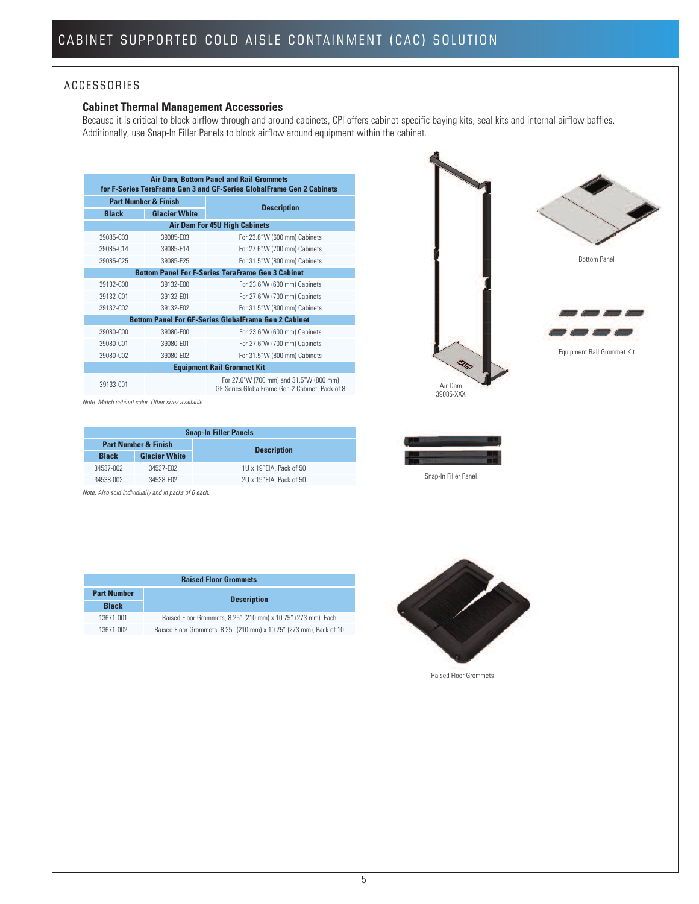# CABINET SUPPORTED COLD AISLE CONTAINMENT (CAC) SOLUTION

## ACCESSORIES

### Cabinet Thermal Management Accessories

Because it is critical to block airflow through and around cabinets, CPI offers cabinet-specific baying kits, seal kits and internal airflow baffles. Additionally, use Snap-In Filler Panels to block airflow around equipment within the cabinet.

| Air Dam, Bottom Panel and Rail Grommets for F-Series TeraFrame Gen 3 and GF-Series GlobalFrame Gen 2 Cabinets | | |
|---|---|---|
| Part Number & Finish | | Description |
| Black | Glacier White | |
| Air Dam For 45U High Cabinets | | |
| 39085-C03 | 39085-E03 | For 23.6"W (600 mm) Cabinets |
| 39085-C14 | 39085-E14 | For 27.6"W (700 mm) Cabinets |
| 39085-C25 | 39085-E25 | For 31.5"W (800 mm) Cabinets |
| Bottom Panel For F-Series TeraFrame Gen 3 Cabinet | | |
| 39132-C00 | 39132-E00 | For 23.6"W (600 mm) Cabinets |
| 39132-C01 | 39132-E01 | For 27.6"W (700 mm) Cabinets |
| 39132-C02 | 39132-E02 | For 31.5"W (800 mm) Cabinets |
| Bottom Panel For GF-Series GlobalFrame Gen 2 Cabinet | | |
| 39080-C00 | 39080-E00 | For 23.6"W (600 mm) Cabinets |
| 39080-C01 | 39080-E01 | For 27.6"W (700 mm) Cabinets |
| 39080-C02 | 39080-E02 | For 31.5"W (800 mm) Cabinets |
| Equipment Rail Grommet Kit | | |
| 39133-001 | | For 27.6"W (700 mm) and 31.5"W (800 mm) GF-Series GlobalFrame Gen 2 Cabinet, Pack of 8 |

*Note: Match cabinet color. Other sizes available.*

Air Dam
39085-XXX

Bottom Panel

Equipment Rail Grommet Kit

| Snap-In Filler Panels | | |
|---|---|---|
| Part Number & Finish | | Description |
| Black | Glacier White | |
| 34537-002 | 34537-E02 | 1U x 19"EIA, Pack of 50 |
| 34538-002 | 34538-E02 | 2U x 19"EIA, Pack of 50 |

*Note: Also sold individually and in packs of 6 each.*

Snap-In Filler Panel

| Raised Floor Grommets | |
|---|---|
| Part Number | Description |
| Black | |
| 13671-001 | Raised Floor Grommets, 8.25" (210 mm) x 10.75" (273 mm), Each |
| 13671-002 | Raised Floor Grommets, 8.25" (210 mm) x 10.75" (273 mm), Pack of 10 |

Raised Floor Grommets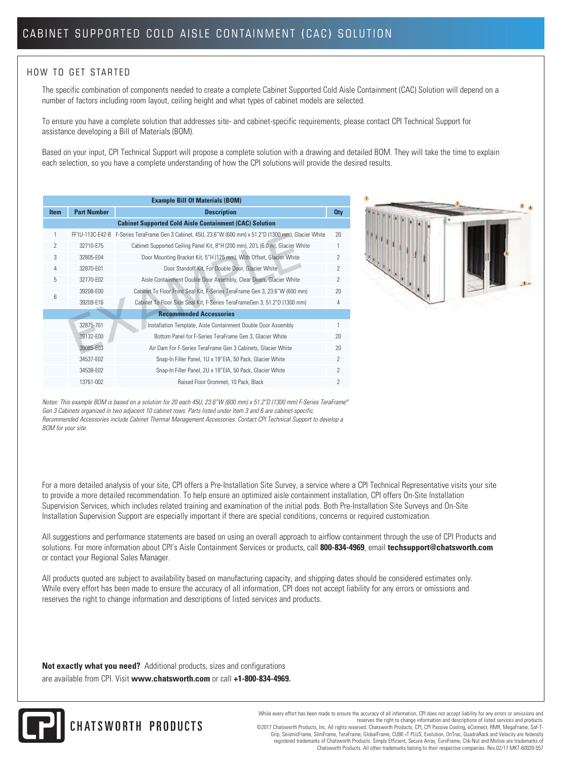# CABINET SUPPORTED COLD AISLE CONTAINMENT (CAC) SOLUTION

## HOW TO GET STARTED

The specific combination of components needed to create a complete Cabinet Supported Cold Aisle Containment (CAC) Solution will depend on a number of factors including room layout, ceiling height and what types of cabinet models are selected.

To ensure you have a complete solution that addresses site- and cabinet-specific requirements, please contact CPI Technical Support for assistance developing a Bill of Materials (BOM).

Based on your input, CPI Technical Support will propose a complete solution with a drawing and detailed BOM. They will take the time to explain each selection, so you have a complete understanding of how the CPI solutions will provide the desired results.

**Example Bill Of Materials (BOM)**

| Item | Part Number | Description | Qty |
|---|---|---|---|
| | | **Cabinet Supported Cold Aisle Containment (CAC) Solution** | |
| 1 | FF1U-113C-E42-B | F-Series TeraFrame Gen 3 Cabinet, 45U, 23.6"W (600 mm) x 51.2"D (1300 mm), Glacier White | 20 |
| 2 | 32710-E75 | Cabinet Supported Ceiling Panel Kit, 8"H (200 mm), 20'L (6.0 m), Glacier White | 1 |
| 3 | 32805-E04 | Door Mounting Bracket Kit, 5"H (125 mm), With Offset, Glacier White | 2 |
| 4 | 32870-E01 | Door Standoff Kit, For Double Door, Glacier White | 2 |
| 5 | 32770-E02 | Aisle Containment Double Door Assembly, Clear Doors, Glacier White | 2 |
| 6 | 39208-E00 | Cabinet To Floor Front Seal Kit, F-Series TeraFrame Gen 3, 23.6"W (600 mm) | 20 |
| | 39209-E16 | Cabinet To Floor Side Seal Kit, F-Series TeraFrameGen 3, 51.2"D (1300 mm) | 4 |
| | | **Recommended Accessories** | |
| | 32875-701 | Installation Template, Aisle Containment Double Door Assembly | 1 |
| | 39132-E00 | Bottom Panel for F-Series TeraFrame Gen 3, Glacier White | 20 |
| | 39085-E03 | Air Dam For F-Series TeraFrame Gen 3 Cabinets, Glacier White | 20 |
| | 34537-E02 | Snap-In Filler Panel, 1U x 19"EIA, 50 Pack, Glacier White | 2 |
| | 34538-E02 | Snap-In Filler Panel, 2U x 19"EIA, 50 Pack, Glacier White | 2 |
| | 13761-002 | Raised Floor Grommet, 10 Pack, Black | 2 |

*Notes: This example BOM is based on a solution for 20 each 45U, 23.6"W (600 mm) x 51.2"D (1300 mm) F-Series TeraFrame® Gen 3 Cabinets organized in two adjacent 10 cabinet rows. Parts listed under Item 3 and 6 are cabinet-specific. Recommended Accessories include Cabinet Thermal Management Accessories. Contact CPI Technical Support to develop a BOM for your site.*

For a more detailed analysis of your site, CPI offers a Pre-Installation Site Survey, a service where a CPI Technical Representative visits your site to provide a more detailed recommendation. To help ensure an optimized aisle containment installation, CPI offers On-Site Installation Supervision Services, which includes related training and examination of the initial pods. Both Pre-Installation Site Surveys and On-Site Installation Supervision Support are especially important if there are special conditions, concerns or required customization.

All suggestions and performance statements are based on using an overall approach to airflow containment through the use of CPI Products and solutions. For more information about CPI's Aisle Containment Services or products, call **800-834-4969**, email **techsupport@chatsworth.com** or contact your Regional Sales Manager.

All products quoted are subject to availability based on manufacturing capacity, and shipping dates should be considered estimates only. While every effort has been made to ensure the accuracy of all information, CPI does not accept liability for any errors or omissions and reserves the right to change information and descriptions of listed services and products.

**Not exactly what you need?** Additional products, sizes and configurations are available from CPI. Visit **www.chatsworth.com** or call **+1-800-834-4969.**

CHATSWORTH PRODUCTS

While every effort has been made to ensure the accuracy of all information, CPI does not accept liability for any errors or omissions and reserves the right to change information and descriptions of listed services and products.
©2017 Chatsworth Products, Inc. All rights reserved. Chatsworth Products, CPI, CPI Passive Cooling, eConnect, RMR, MegaFrame, Saf-T-Grip, SeismicFrame, SlimFrame, TeraFrame, GlobalFrame, CUBE-iT PLUS, Evolution, OnTrac, QuadraRack and Velocity are federally registered trademarks of Chatsworth Products. Simply Efficient, Secure Array, EuroFrame, Clik-Nut and Motive are trademarks of Chatsworth Products. All other trademarks belong to their respective companies. Rev.02/17 MKT-60020-557